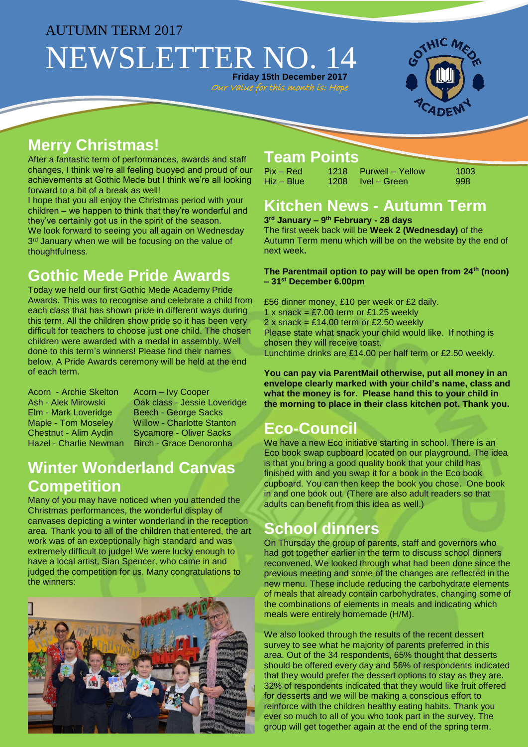AUTUMN TERM 2017

# NEWSLETTER NO. 14

**Friday 15th December 2017**

*Our value for this month is: Hope*

## Merry Christmas!

After a fantastic term of performances, awards and staff changes, I think we're all feeling buoyed and proud of our achievements at Gothic Mede but I think we're all looking forward to a bit of a break as well!

I hope that you all enjoy the Christmas period with your children – we happen to think that they're wonderful and they've certainly got us in the spirit of the season.

We look forward to seeing you all again on Wednesday 3rd January when we will be focusing on the value of thoughtfulness.

## Gothic Mede Pride Awards

Today we held our first Gothic Mede Academy Pride Awards. This was to recognise and celebrate a child from each class that has shown pride in different ways during this term. All the children show pride so it has been very difficult for teachers to choose just one child. The chosen children were awarded with a medal in assembly. Well done to this term's winners! Please find their names below. A Pride Awards ceremony will be held at the end of each term.

| | |
|---|---|
| Acorn - Archie Skelton | Acorn – Ivy Cooper |
| Ash - Alek Mirowski | Oak class - Jessie Loveridge |
| Elm - Mark Loveridge | Beech - George Sacks |
| Maple - Tom Moseley | Willow - Charlotte Stanton |
| Chestnut - Alim Aydin | Sycamore - Oliver Sacks |
| Hazel - Charlie Newman | Birch - Grace Denoronha |

## Winter Wonderland Canvas Competition

Many of you may have noticed when you attended the Christmas performances, the wonderful display of canvases depicting a winter wonderland in the reception area. Thank you to all of the children that entered, the art work was of an exceptionally high standard and was extremely difficult to judge! We were lucky enough to have a local artist, Sian Spencer, who came in and judged the competition for us. Many congratulations to the winners:

## Team Points

| | | | |
|---|---|---|---|
| Pix – Red | 1218 | Purwell – Yellow | 1003 |
| Hiz – Blue | 1208 | Ivel – Green | 998 |

## Kitchen News - Autumn Term

**3rd January – 9th February - 28 days**

The first week back will be **Week 2 (Wednesday)** of the Autumn Term menu which will be on the website by the end of next week**.**

**The Parentmail option to pay will be open from 24th (noon) – 31st December 6.00pm**

£56 dinner money, £10 per week or £2 daily.
1 x snack = £7.00 term or £1.25 weekly
2 x snack = £14.00 term or £2.50 weekly
Please state what snack your child would like. If nothing is chosen they will receive toast.
Lunchtime drinks are £14.00 per half term or £2.50 weekly.

**You can pay via ParentMail otherwise, put all money in an envelope clearly marked with your child's name, class and what the money is for. Please hand this to your child in the morning to place in their class kitchen pot. Thank you.**

## Eco-Council

We have a new Eco initiative starting in school. There is an Eco book swap cupboard located on our playground. The idea is that you bring a good quality book that your child has finished with and you swap it for a book in the Eco book cupboard. You can then keep the book you chose. One book in and one book out. (There are also adult readers so that adults can benefit from this idea as well.)

## School dinners

On Thursday the group of parents, staff and governors who had got together earlier in the term to discuss school dinners reconvened. We looked through what had been done since the previous meeting and some of the changes are reflected in the new menu. These include reducing the carbohydrate elements of meals that already contain carbohydrates, changing some of the combinations of elements in meals and indicating which meals were entirely homemade (H/M).

We also looked through the results of the recent dessert survey to see what he majority of parents preferred in this area. Out of the 34 respondents, 65% thought that desserts should be offered every day and 56% of respondents indicated that they would prefer the dessert options to stay as they are. 32% of respondents indicated that they would like fruit offered for desserts and we will be making a conscious effort to reinforce with the children healthy eating habits. Thank you ever so much to all of you who took part in the survey. The group will get together again at the end of the spring term.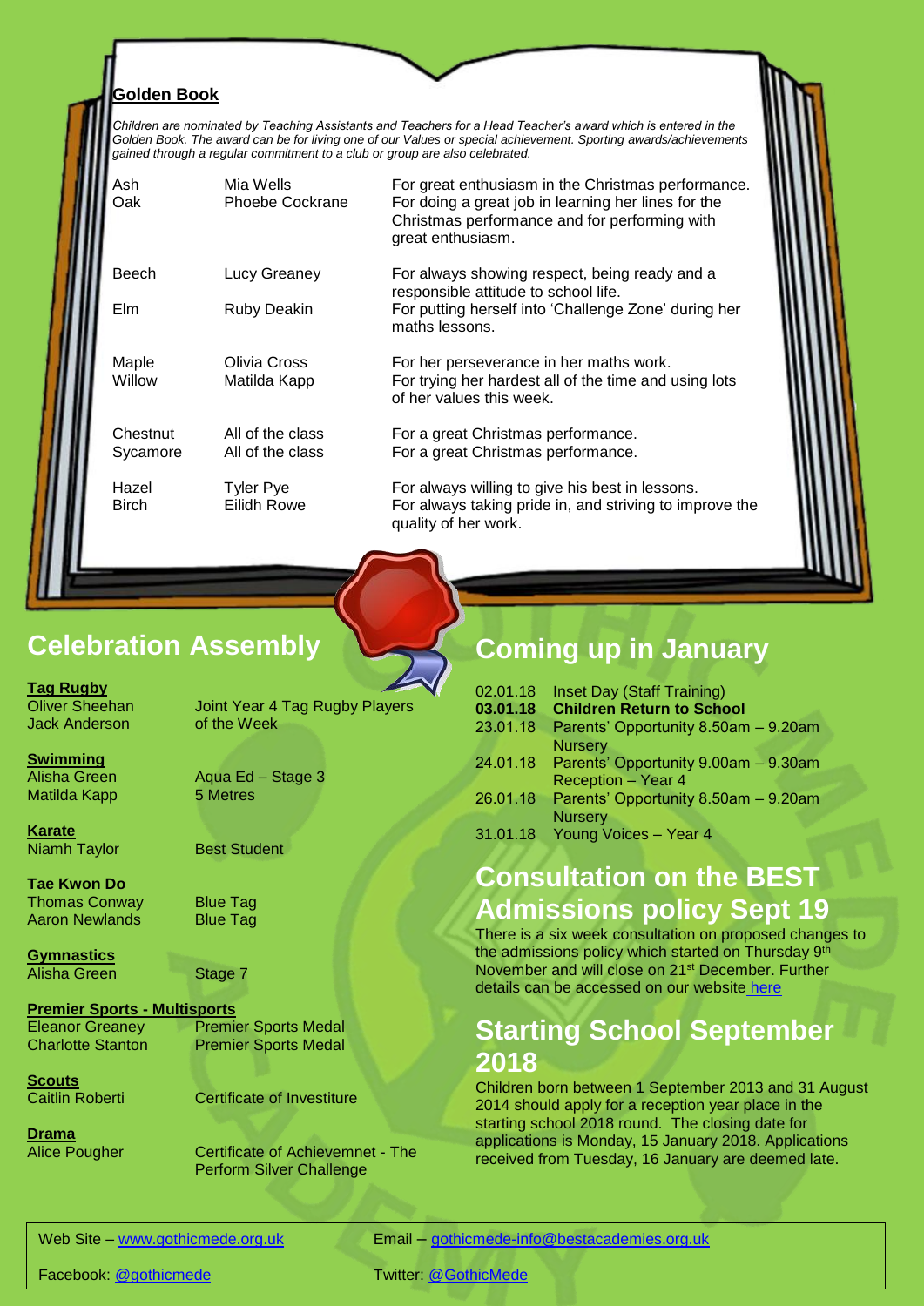## Golden Book

*Children are nominated by Teaching Assistants and Teachers for a Head Teacher's award which is entered in the Golden Book. The award can be for living one of our Values or special achievement. Sporting awards/achievements gained through a regular commitment to a club or group are also celebrated.*

| | | |
|---|---|---|
| Ash | Mia Wells | For great enthusiasm in the Christmas performance. |
| Oak | Phoebe Cockrane | For doing a great job in learning her lines for the Christmas performance and for performing with great enthusiasm. |
| Beech | Lucy Greaney | For always showing respect, being ready and a responsible attitude to school life. |
| Elm | Ruby Deakin | For putting herself into 'Challenge Zone' during her maths lessons. |
| Maple | Olivia Cross | For her perseverance in her maths work. |
| Willow | Matilda Kapp | For trying her hardest all of the time and using lots of her values this week. |
| Chestnut | All of the class | For a great Christmas performance. |
| Sycamore | All of the class | For a great Christmas performance. |
| Hazel | Tyler Pye | For always willing to give his best in lessons. |
| Birch | Eilidh Rowe | For always taking pride in, and striving to improve the quality of her work. |

## Celebration Assembly

**Tag Rugby**

| | |
|---|---|
| Oliver Sheehan | Joint Year 4 Tag Rugby Players |
| Jack Anderson | of the Week |

**Swimming**

| | |
|---|---|
| Alisha Green | Aqua Ed – Stage 3 |
| Matilda Kapp | 5 Metres |

**Karate**

| | |
|---|---|
| Niamh Taylor | Best Student |

**Tae Kwon Do**

| | |
|---|---|
| Thomas Conway | Blue Tag |
| Aaron Newlands | Blue Tag |

**Gymnastics**

| | |
|---|---|
| Alisha Green | Stage 7 |

**Premier Sports - Multisports**

| | |
|---|---|
| Eleanor Greaney | Premier Sports Medal |
| Charlotte Stanton | Premier Sports Medal |

**Scouts**

| | |
|---|---|
| Caitlin Roberti | Certificate of Investiture |

**Drama**

| | |
|---|---|
| Alice Pougher | Certificate of Achievemnet - The Perform Silver Challenge |

## Coming up in January

| | |
|---|---|
| 02.01.18 | Inset Day (Staff Training) |
| **03.01.18** | **Children Return to School** |
| 23.01.18 | Parents' Opportunity 8.50am – 9.20am Nursery |
| 24.01.18 | Parents' Opportunity 9.00am – 9.30am Reception – Year 4 |
| 26.01.18 | Parents' Opportunity 8.50am – 9.20am Nursery |
| 31.01.18 | Young Voices – Year 4 |

## Consultation on the BEST Admissions policy Sept 19

There is a six week consultation on proposed changes to the admissions policy which started on Thursday 9th November and will close on 21st December. Further details can be accessed on our website here

## Starting School September 2018

Children born between 1 September 2013 and 31 August 2014 should apply for a reception year place in the starting school 2018 round. The closing date for applications is Monday, 15 January 2018. Applications received from Tuesday, 16 January are deemed late.

Web Site – www.gothicmede.org.uk  
Email – gothicmede-info@bestacademies.org.uk  
Facebook: @gothicmede  
Twitter: @GothicMede